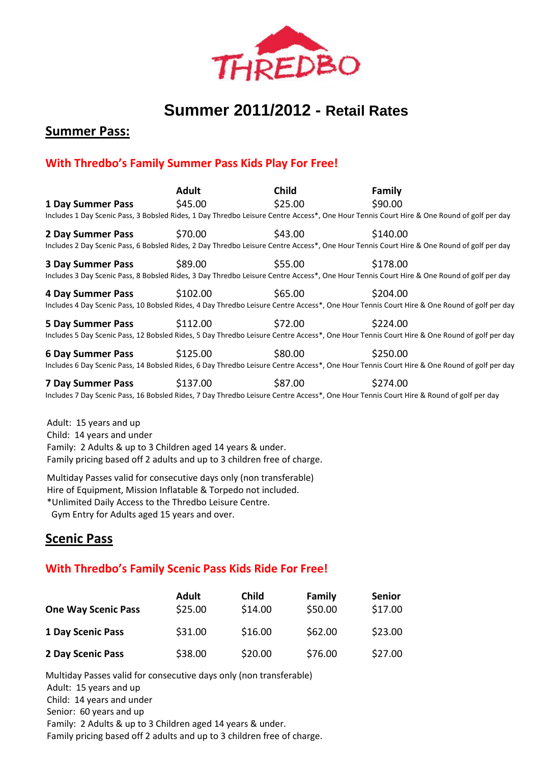THREDBO

# Summer 2011/2012 - Retail Rates

## Summer Pass:

### With Thredbo's Family Summer Pass Kids Play For Free!

| | Adult | Child | Family |
|---|---|---|---|
| **1 Day Summer Pass** | $45.00 | $25.00 | $90.00 |

Includes 1 Day Scenic Pass, 3 Bobsled Rides, 1 Day Thredbo Leisure Centre Access*, One Hour Tennis Court Hire & One Round of golf per day

| | Adult | Child | Family |
|---|---|---|---|
| **2 Day Summer Pass** | $70.00 | $43.00 | $140.00 |

Includes 2 Day Scenic Pass, 6 Bobsled Rides, 2 Day Thredbo Leisure Centre Access*, One Hour Tennis Court Hire & One Round of golf per day

| | Adult | Child | Family |
|---|---|---|---|
| **3 Day Summer Pass** | $89.00 | $55.00 | $178.00 |

Includes 3 Day Scenic Pass, 8 Bobsled Rides, 3 Day Thredbo Leisure Centre Access*, One Hour Tennis Court Hire & One Round of golf per day

| | Adult | Child | Family |
|---|---|---|---|
| **4 Day Summer Pass** | $102.00 | $65.00 | $204.00 |

Includes 4 Day Scenic Pass, 10 Bobsled Rides, 4 Day Thredbo Leisure Centre Access*, One Hour Tennis Court Hire & One Round of golf per day

| | Adult | Child | Family |
|---|---|---|---|
| **5 Day Summer Pass** | $112.00 | $72.00 | $224.00 |

Includes 5 Day Scenic Pass, 12 Bobsled Rides, 5 Day Thredbo Leisure Centre Access*, One Hour Tennis Court Hire & One Round of golf per day

| | Adult | Child | Family |
|---|---|---|---|
| **6 Day Summer Pass** | $125.00 | $80.00 | $250.00 |

Includes 6 Day Scenic Pass, 14 Bobsled Rides, 6 Day Thredbo Leisure Centre Access*, One Hour Tennis Court Hire & One Round of golf per day

| | Adult | Child | Family |
|---|---|---|---|
| **7 Day Summer Pass** | $137.00 | $87.00 | $274.00 |

Includes 7 Day Scenic Pass, 16 Bobsled Rides, 7 Day Thredbo Leisure Centre Access*, One Hour Tennis Court Hire & Round of golf per day

Adult: 15 years and up
Child: 14 years and under
Family: 2 Adults & up to 3 Children aged 14 years & under.
Family pricing based off 2 adults and up to 3 children free of charge.

Multiday Passes valid for consecutive days only (non transferable)
Hire of Equipment, Mission Inflatable & Torpedo not included.
*Unlimited Daily Access to the Thredbo Leisure Centre.
Gym Entry for Adults aged 15 years and over.

## Scenic Pass

### With Thredbo's Family Scenic Pass Kids Ride For Free!

| | Adult | Child | Family | Senior |
|---|---|---|---|---|
| **One Way Scenic Pass** | $25.00 | $14.00 | $50.00 | $17.00 |
| **1 Day Scenic Pass** | $31.00 | $16.00 | $62.00 | $23.00 |
| **2 Day Scenic Pass** | $38.00 | $20.00 | $76.00 | $27.00 |

Multiday Passes valid for consecutive days only (non transferable)
Adult: 15 years and up
Child: 14 years and under
Senior: 60 years and up
Family: 2 Adults & up to 3 Children aged 14 years & under.
Family pricing based off 2 adults and up to 3 children free of charge.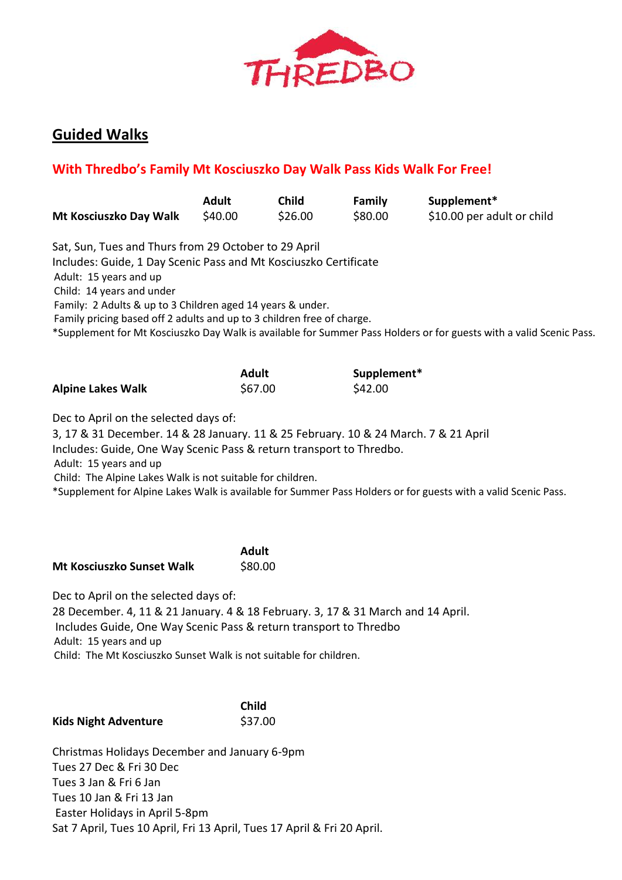THREDBO

## Guided Walks

### With Thredbo's Family Mt Kosciuszko Day Walk Pass Kids Walk For Free!

| | Adult | Child | Family | Supplement* |
|---|---|---|---|---|
| **Mt Kosciuszko Day Walk** | $40.00 | $26.00 | $80.00 | $10.00 per adult or child |

Sat, Sun, Tues and Thurs from 29 October to 29 April
Includes: Guide, 1 Day Scenic Pass and Mt Kosciuszko Certificate
Adult: 15 years and up
Child: 14 years and under
Family: 2 Adults & up to 3 Children aged 14 years & under.
Family pricing based off 2 adults and up to 3 children free of charge.
*Supplement for Mt Kosciuszko Day Walk is available for Summer Pass Holders or for guests with a valid Scenic Pass.

| | Adult | Supplement* |
|---|---|---|
| **Alpine Lakes Walk** | $67.00 | $42.00 |

Dec to April on the selected days of:
3, 17 & 31 December. 14 & 28 January. 11 & 25 February. 10 & 24 March. 7 & 21 April
Includes: Guide, One Way Scenic Pass & return transport to Thredbo.
Adult: 15 years and up
Child: The Alpine Lakes Walk is not suitable for children.
*Supplement for Alpine Lakes Walk is available for Summer Pass Holders or for guests with a valid Scenic Pass.

| | Adult |
|---|---|
| **Mt Kosciuszko Sunset Walk** | $80.00 |

Dec to April on the selected days of:
28 December. 4, 11 & 21 January. 4 & 18 February. 3, 17 & 31 March and 14 April.
Includes Guide, One Way Scenic Pass & return transport to Thredbo
Adult: 15 years and up
Child: The Mt Kosciuszko Sunset Walk is not suitable for children.

| | Child |
|---|---|
| **Kids Night Adventure** | $37.00 |

Christmas Holidays December and January 6-9pm
Tues 27 Dec & Fri 30 Dec
Tues 3 Jan & Fri 6 Jan
Tues 10 Jan & Fri 13 Jan
Easter Holidays in April 5-8pm
Sat 7 April, Tues 10 April, Fri 13 April, Tues 17 April & Fri 20 April.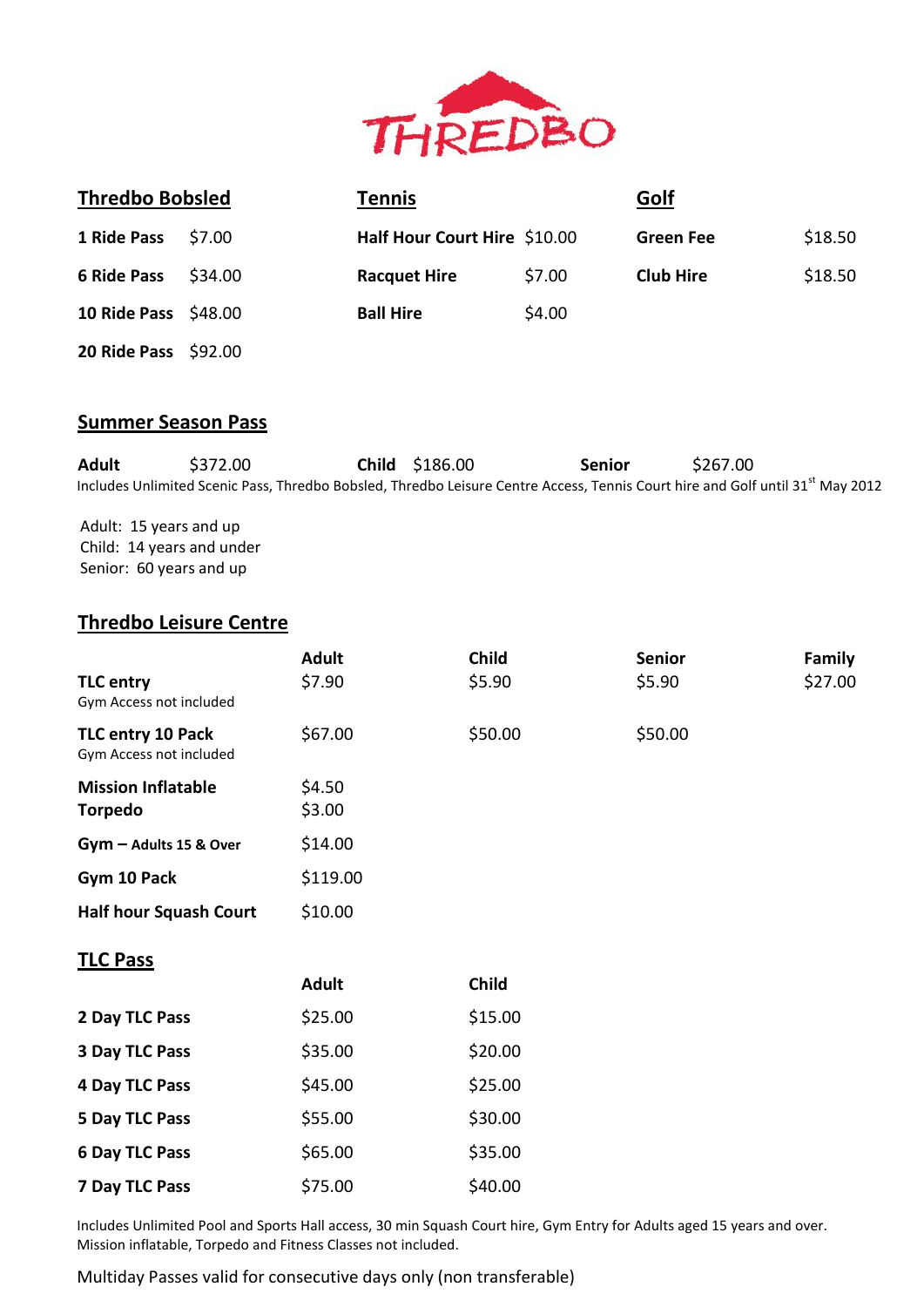# THREDBO

## Thredbo Bobsled

| | |
|---|---|
| **1 Ride Pass** | $7.00 |
| **6 Ride Pass** | $34.00 |
| **10 Ride Pass** | $48.00 |
| **20 Ride Pass** | $92.00 |

## Tennis

| | |
|---|---|
| **Half Hour Court Hire** | $10.00 |
| **Racquet Hire** | $7.00 |
| **Ball Hire** | $4.00 |

## Golf

| | |
|---|---|
| **Green Fee** | $18.50 |
| **Club Hire** | $18.50 |

## Summer Season Pass

**Adult** $372.00 **Child** $186.00 **Senior** $267.00

Includes Unlimited Scenic Pass, Thredbo Bobsled, Thredbo Leisure Centre Access, Tennis Court hire and Golf until 31st May 2012

Adult: 15 years and up
Child: 14 years and under
Senior: 60 years and up

## Thredbo Leisure Centre

| | Adult | Child | Senior | Family |
|---|---|---|---|---|
| **TLC entry** Gym Access not included | $7.90 | $5.90 | $5.90 | $27.00 |
| **TLC entry 10 Pack** Gym Access not included | $67.00 | $50.00 | $50.00 | |
| **Mission Inflatable** | $4.50 | | | |
| **Torpedo** | $3.00 | | | |
| **Gym – Adults 15 & Over** | $14.00 | | | |
| **Gym 10 Pack** | $119.00 | | | |
| **Half hour Squash Court** | $10.00 | | | |

## TLC Pass

| | Adult | Child |
|---|---|---|
| **2 Day TLC Pass** | $25.00 | $15.00 |
| **3 Day TLC Pass** | $35.00 | $20.00 |
| **4 Day TLC Pass** | $45.00 | $25.00 |
| **5 Day TLC Pass** | $55.00 | $30.00 |
| **6 Day TLC Pass** | $65.00 | $35.00 |
| **7 Day TLC Pass** | $75.00 | $40.00 |

Includes Unlimited Pool and Sports Hall access, 30 min Squash Court hire, Gym Entry for Adults aged 15 years and over. Mission inflatable, Torpedo and Fitness Classes not included.

Multiday Passes valid for consecutive days only (non transferable)